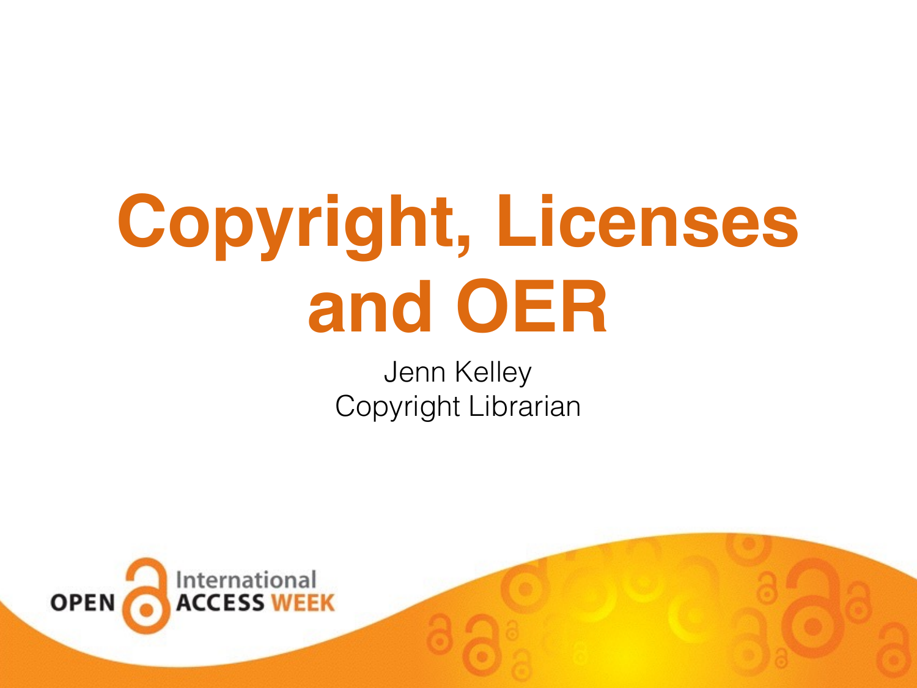# Copyright, Licenses and OER

Jenn Kelley
Copyright Librarian

OPEN International ACCESS WEEK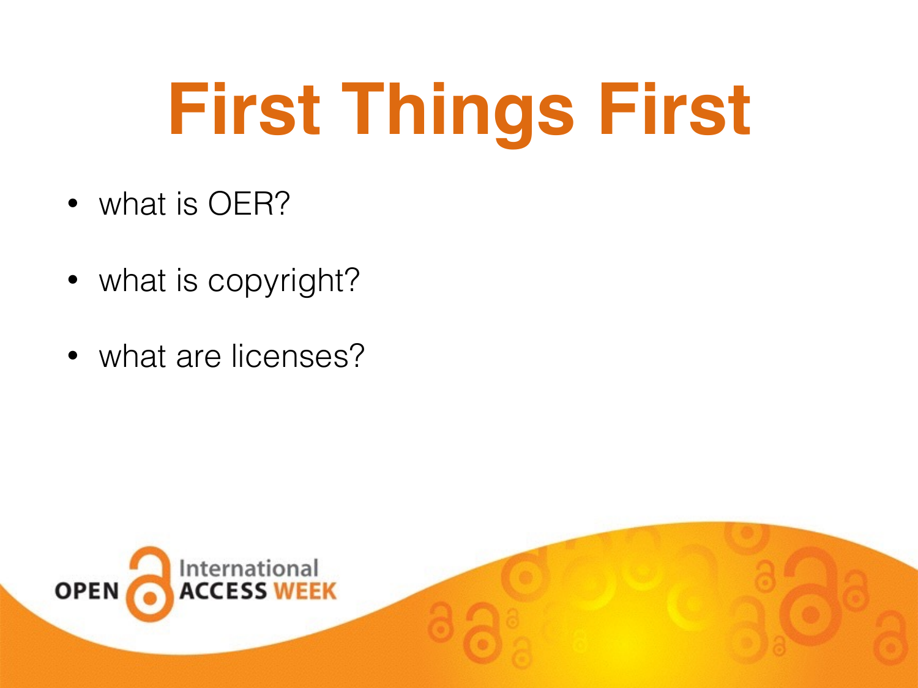# First Things First

- what is OER?
- what is copyright?
- what are licenses?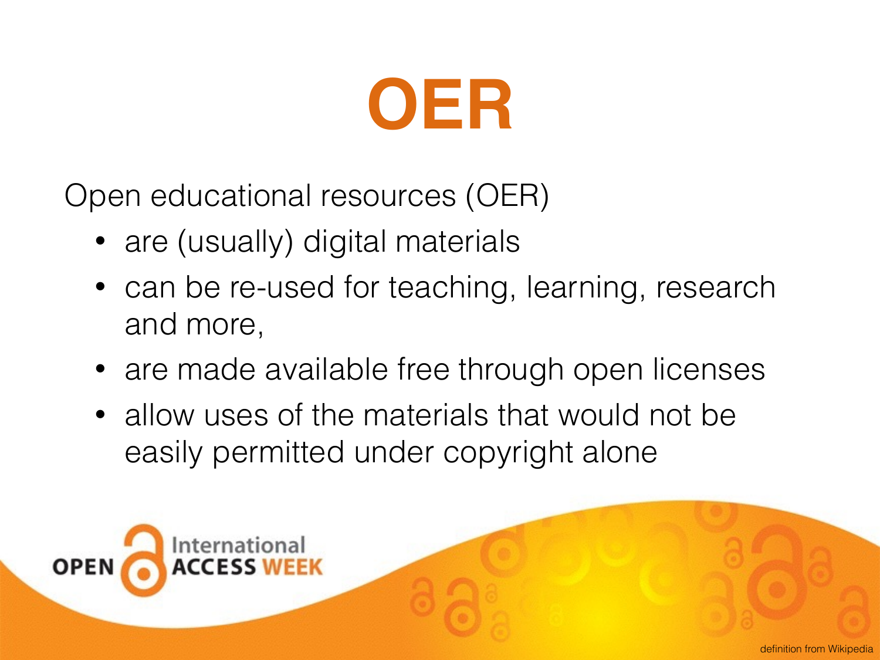# OER

Open educational resources (OER)

- are (usually) digital materials
- can be re-used for teaching, learning, research and more,
- are made available free through open licenses
- allow uses of the materials that would not be easily permitted under copyright alone

OPEN International ACCESS WEEK

definition from Wikipedia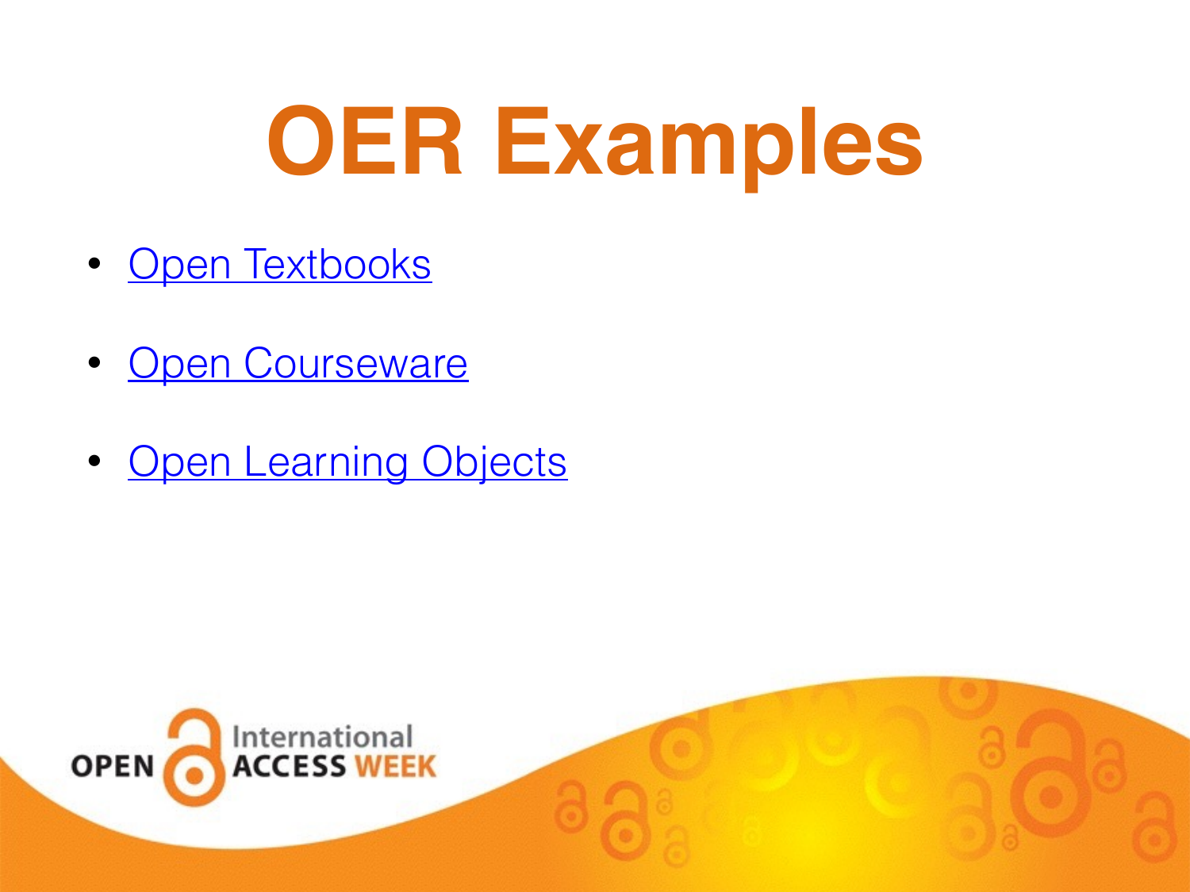# OER Examples

- Open Textbooks
- Open Courseware
- Open Learning Objects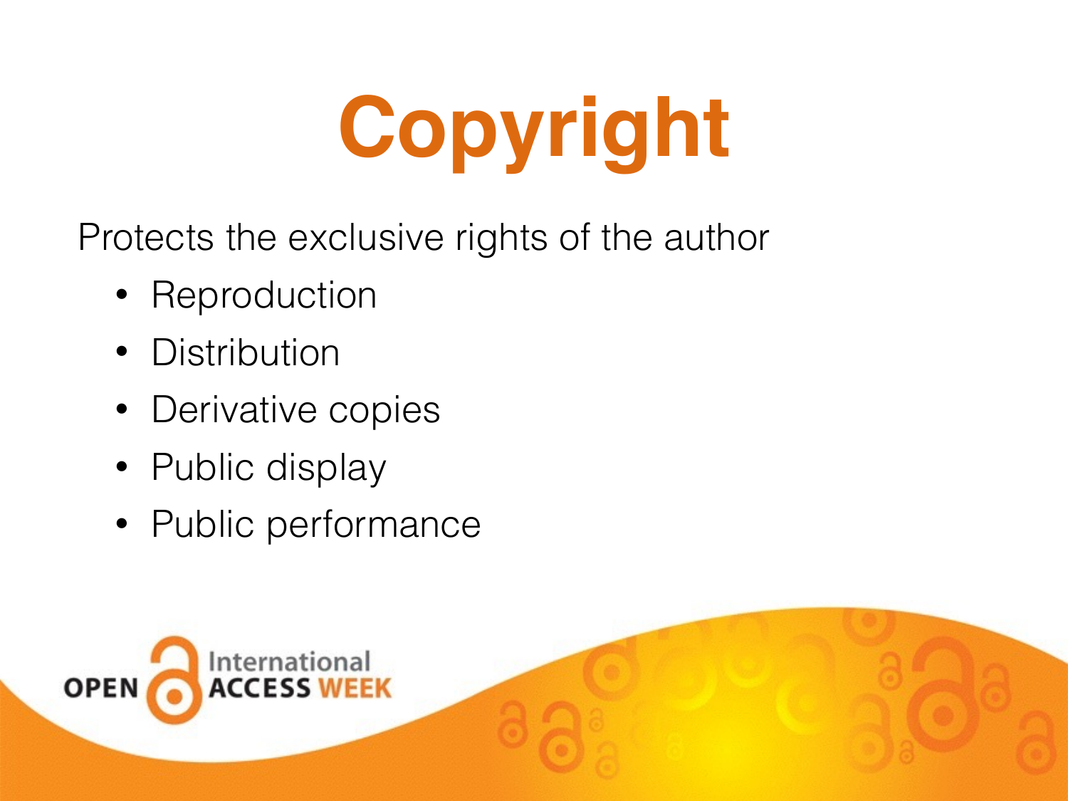# Copyright

Protects the exclusive rights of the author

- Reproduction
- Distribution
- Derivative copies
- Public display
- Public performance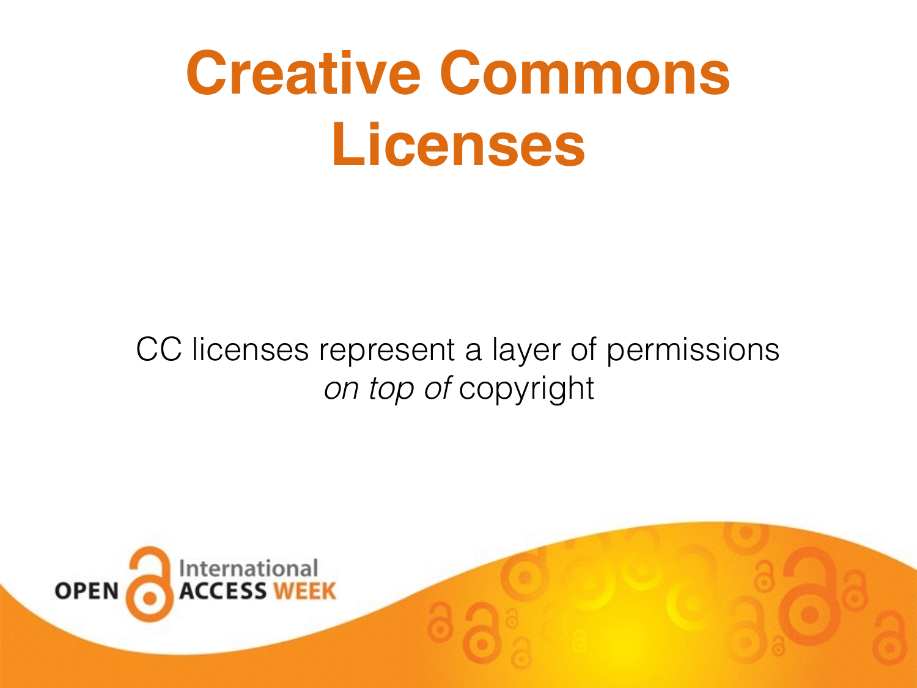# Creative Commons Licenses

CC licenses represent a layer of permissions *on top of* copyright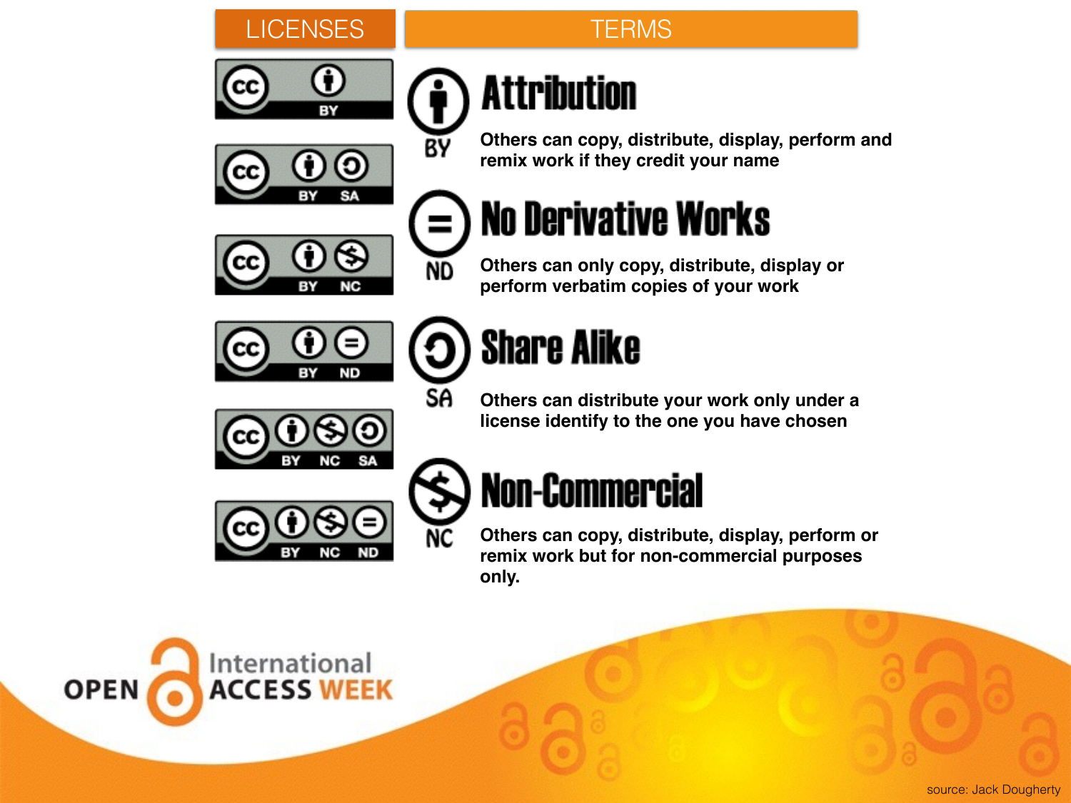| LICENSES | TERMS |
| --- | --- |

**LICENSES**

- CC BY
- CC BY SA
- CC BY NC
- CC BY ND
- CC BY NC SA
- CC BY NC ND

**TERMS**

## BY — Attribution

Others can copy, distribute, display, perform and remix work if they credit your name

## ND — No Derivative Works

Others can only copy, distribute, display or perform verbatim copies of your work

## SA — Share Alike

Others can distribute your work only under a license identify to the one you have chosen

## NC — Non-Commercial

Others can copy, distribute, display, perform or remix work but for non-commercial purposes only.

OPEN International ACCESS WEEK

source: Jack Dougherty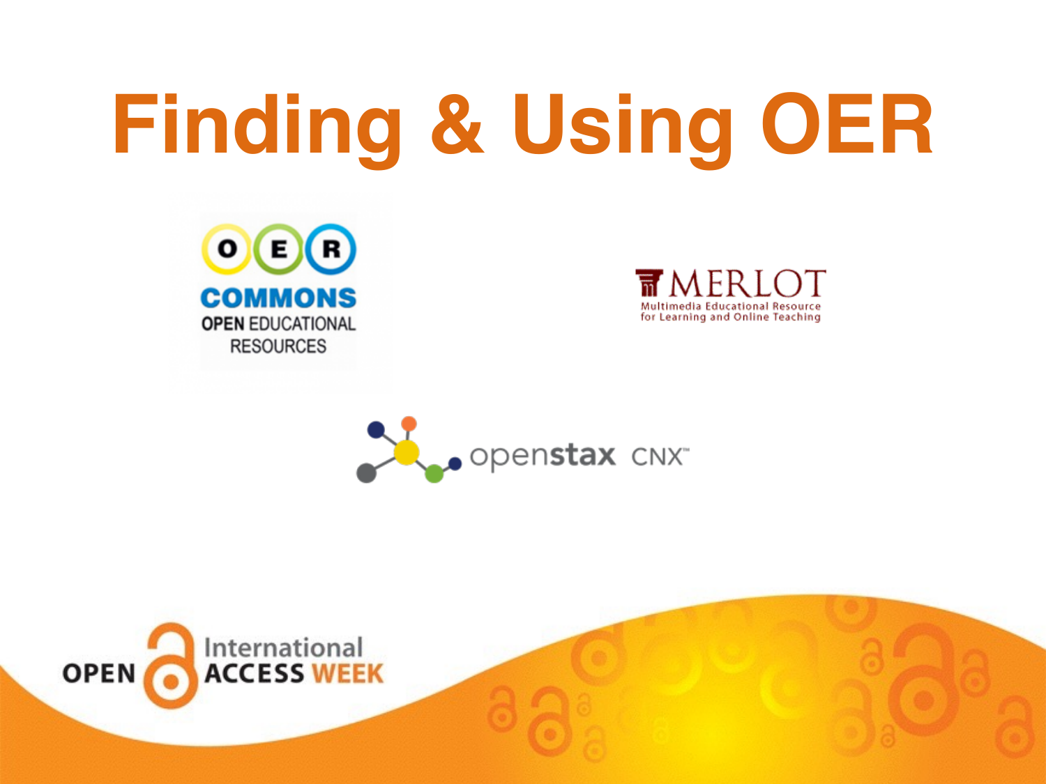# Finding & Using OER

OER COMMONS OPEN EDUCATIONAL RESOURCES

MERLOT Multimedia Educational Resource for Learning and Online Teaching

openstax CNX™

OPEN International ACCESS WEEK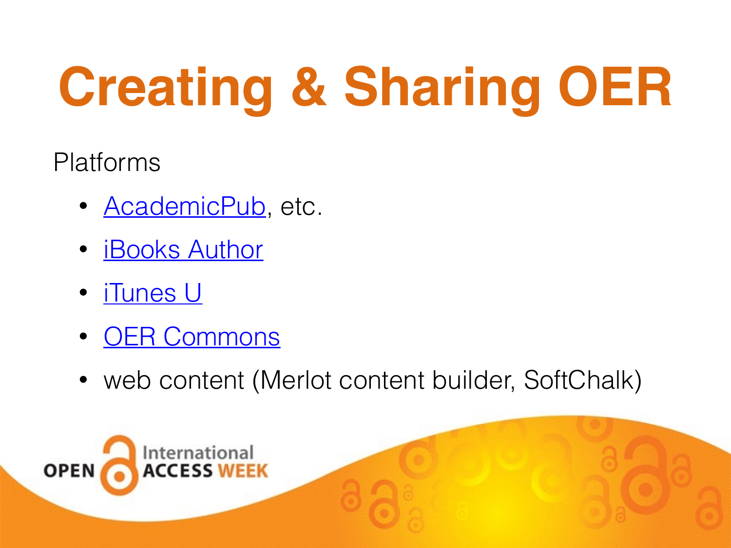# Creating & Sharing OER

Platforms

- AcademicPub, etc.
- iBooks Author
- iTunes U
- OER Commons
- web content (Merlot content builder, SoftChalk)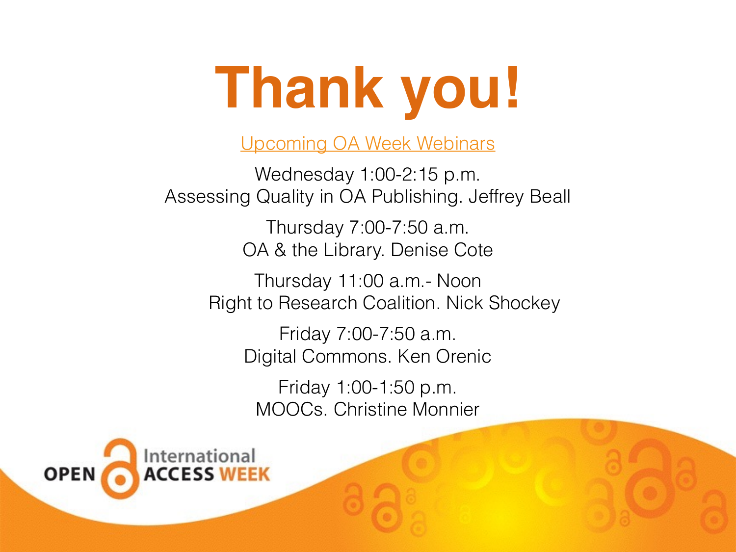# Thank you!

Upcoming OA Week Webinars

Wednesday 1:00-2:15 p.m.
Assessing Quality in OA Publishing. Jeffrey Beall

Thursday 7:00-7:50 a.m.
OA & the Library. Denise Cote

Thursday 11:00 a.m.- Noon
Right to Research Coalition. Nick Shockey

Friday 7:00-7:50 a.m.
Digital Commons. Ken Orenic

Friday 1:00-1:50 p.m.
MOOCs. Christine Monnier

OPEN International ACCESS WEEK